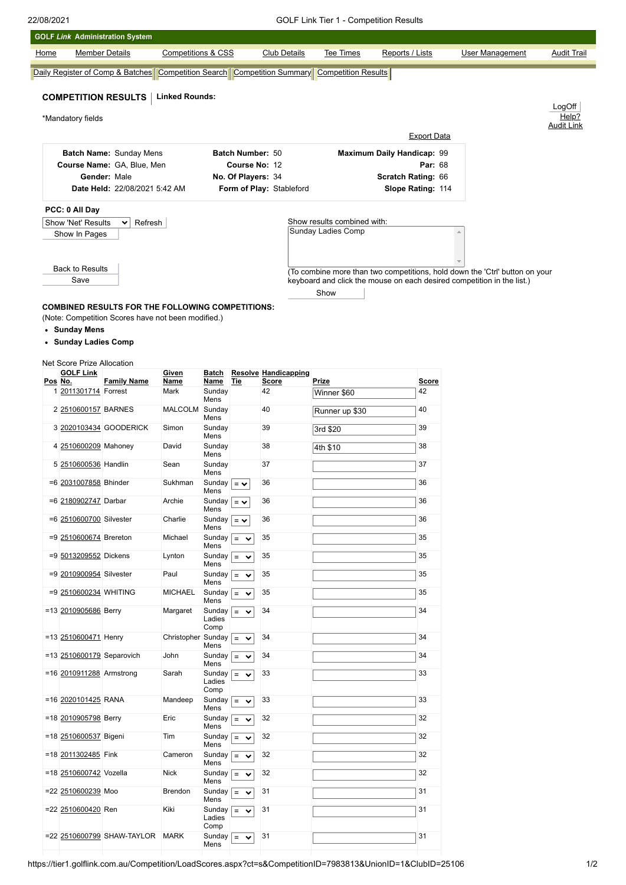GOLF *Link* Administration System

Home | Member Details | Competitions & CSS | Club Details | Tee Times | Reports / Lists | User Management | Audit Trail

Daily Register of Comp & Batches | Competition Search | Competition Summary | Competition Results

## COMPETITION RESULTS | Linked Rounds:

LogOff
Help?
Audit Link

*Mandatory fields

Export Data

| | | | | | |
|---|---|---|---|---|---|
| **Batch Name:** | Sunday Mens | **Batch Number:** | 50 | **Maximum Daily Handicap:** | 99 |
| **Course Name:** | GA, Blue, Men | **Course No:** | 12 | **Par:** | 68 |
| **Gender:** | Male | **No. Of Players:** | 34 | **Scratch Rating:** | 66 |
| **Date Held:** | 22/08/2021 5:42 AM | **Form of Play:** | Stableford | **Slope Rating:** | 114 |

**PCC: 0 All Day**

Show 'Net' Results | Refresh

Show In Pages

Show results combined with:
Sunday Ladies Comp

Back to Results
Save

(To combine more than two competitions, hold down the 'Ctrl' button on your keyboard and click the mouse on each desired competition in the list.)

Show

**COMBINED RESULTS FOR THE FOLLOWING COMPETITIONS:**

(Note: Competition Scores have not been modified.)

- **Sunday Mens**
- **Sunday Ladies Comp**

Net Score Prize Allocation

| Pos | GOLF Link No. | Family Name | Given Name | Batch Name | Resolve Tie | Handicapping Score | Prize | Score |
|---|---|---|---|---|---|---|---|---|
| 1 | 2011301714 | Forrest | Mark | Sunday Mens | | 42 | Winner $60 | 42 |
| 2 | 2510600157 | BARNES | MALCOLM | Sunday Mens | | 40 | Runner up $30 | 40 |
| 3 | 2020103434 | GOODERICK | Simon | Sunday Mens | | 39 | 3rd $20 | 39 |
| 4 | 2510600209 | Mahoney | David | Sunday Mens | | 38 | 4th $10 | 38 |
| 5 | 2510600536 | Handlin | Sean | Sunday Mens | | 37 | | 37 |
| =6 | 2031007858 | Bhinder | Sukhman | Sunday Mens | = | 36 | | 36 |
| =6 | 2180902747 | Darbar | Archie | Sunday Mens | = | 36 | | 36 |
| =6 | 2510600700 | Silvester | Charlie | Sunday Mens | = | 36 | | 36 |
| =9 | 2510600674 | Brereton | Michael | Sunday Mens | = | 35 | | 35 |
| =9 | 5013209552 | Dickens | Lynton | Sunday Mens | = | 35 | | 35 |
| =9 | 2010900954 | Silvester | Paul | Sunday Mens | = | 35 | | 35 |
| =9 | 2510600234 | WHITING | MICHAEL | Sunday Mens | = | 35 | | 35 |
| =13 | 2010905686 | Berry | Margaret | Sunday Ladies Comp | = | 34 | | 34 |
| =13 | 2510600471 | Henry | Christopher | Sunday Mens | = | 34 | | 34 |
| =13 | 2510600179 | Separovich | John | Sunday Mens | = | 34 | | 34 |
| =16 | 2010911288 | Armstrong | Sarah | Sunday Ladies Comp | = | 33 | | 33 |
| =16 | 2020101425 | RANA | Mandeep | Sunday Mens | = | 33 | | 33 |
| =18 | 2010905798 | Berry | Eric | Sunday Mens | = | 32 | | 32 |
| =18 | 2510600537 | Bigeni | Tim | Sunday Mens | = | 32 | | 32 |
| =18 | 2011302485 | Fink | Cameron | Sunday Mens | = | 32 | | 32 |
| =18 | 2510600742 | Vozella | Nick | Sunday Mens | = | 32 | | 32 |
| =22 | 2510600239 | Moo | Brendon | Sunday Mens | = | 31 | | 31 |
| =22 | 2510600420 | Ren | Kiki | Sunday Ladies Comp | = | 31 | | 31 |
| =22 | 2510600799 | SHAW-TAYLOR | MARK | Sunday Mens | = | 31 | | 31 |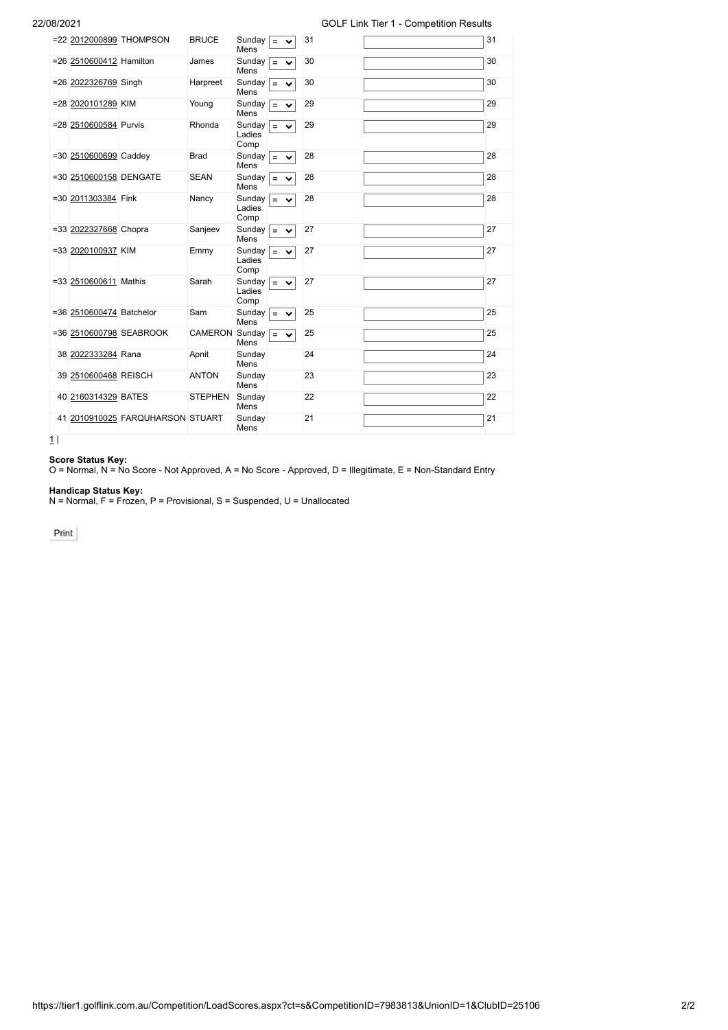| | | | | | | | | |
|---|---|---|---|---|---|---|---|---|
| =22 | 2012000899 | THOMPSON | BRUCE | Sunday Mens | = | 31 | | 31 |
| =26 | 2510600412 | Hamilton | James | Sunday Mens | = | 30 | | 30 |
| =26 | 2022326769 | Singh | Harpreet | Sunday Mens | = | 30 | | 30 |
| =28 | 2020101289 | KIM | Young | Sunday Mens | = | 29 | | 29 |
| =28 | 2510600584 | Purvis | Rhonda | Sunday Ladies Comp | = | 29 | | 29 |
| =30 | 2510600699 | Caddey | Brad | Sunday Mens | = | 28 | | 28 |
| =30 | 2510600158 | DENGATE | SEAN | Sunday Mens | = | 28 | | 28 |
| =30 | 2011303384 | Fink | Nancy | Sunday Ladies Comp | = | 28 | | 28 |
| =33 | 2022327668 | Chopra | Sanjeev | Sunday Mens | = | 27 | | 27 |
| =33 | 2020100937 | KIM | Emmy | Sunday Ladies Comp | = | 27 | | 27 |
| =33 | 2510600611 | Mathis | Sarah | Sunday Ladies Comp | = | 27 | | 27 |
| =36 | 2510600474 | Batchelor | Sam | Sunday Mens | = | 25 | | 25 |
| =36 | 2510600798 | SEABROOK | CAMERON | Sunday Mens | = | 25 | | 25 |
| 38 | 2022333284 | Rana | Apnit | Sunday Mens | | 24 | | 24 |
| 39 | 2510600468 | REISCH | ANTON | Sunday Mens | | 23 | | 23 |
| 40 | 2160314329 | BATES | STEPHEN | Sunday Mens | | 22 | | 22 |
| 41 | 2010910025 | FARQUHARSON | STUART | Sunday Mens | | 21 | | 21 |

1 |

**Score Status Key:**
O = Normal, N = No Score - Not Approved, A = No Score - Approved, D = Illegitimate, E = Non-Standard Entry

**Handicap Status Key:**
N = Normal, F = Frozen, P = Provisional, S = Suspended, U = Unallocated

Print